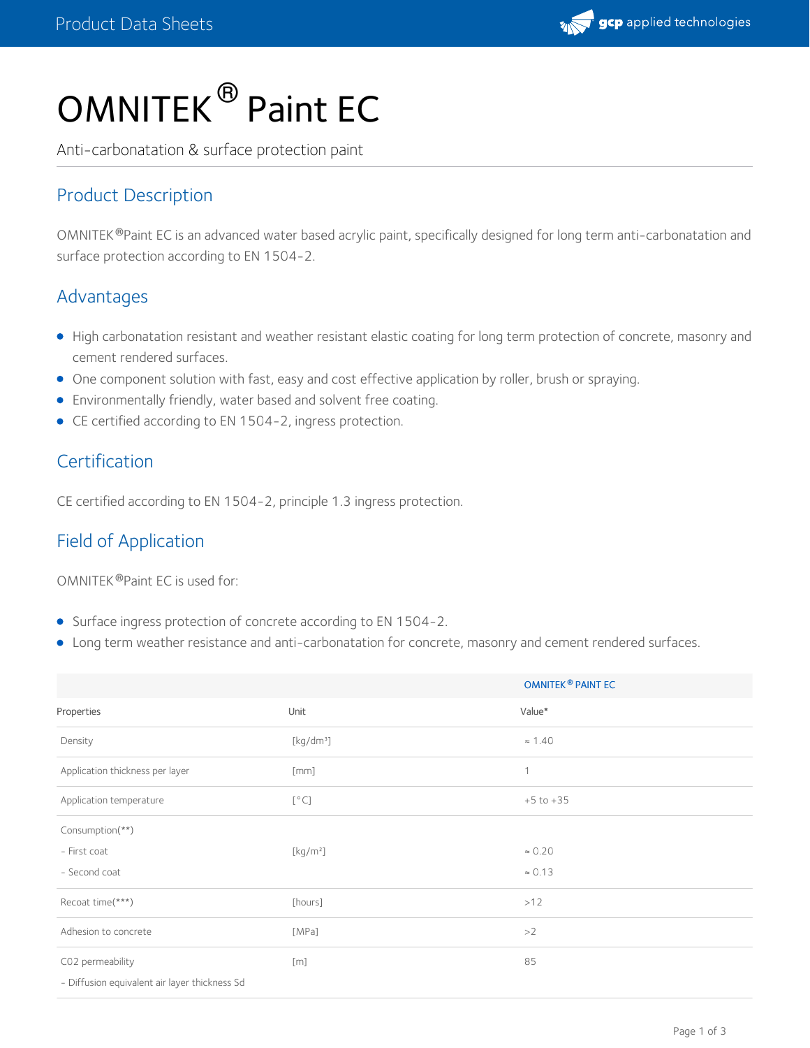# OMNITEK® Paint EC

Anti-carbonatation & surface protection paint

## Product Description

OMNITEK®Paint EC is an advanced water based acrylic paint, specifically designed for long term anti-carbonatation and surface protection according to EN 1504-2.

## Advantages

- High carbonatation resistant and weather resistant elastic coating for long term protection of concrete, masonry and cement rendered surfaces.
- One component solution with fast, easy and cost effective application by roller, brush or spraying.
- Environmentally friendly, water based and solvent free coating.
- CE certified according to EN 1504-2, ingress protection.

## Certification

CE certified according to EN 1504-2, principle 1.3 ingress protection.

## Field of Application

OMNITEK®Paint EC is used for:

- Surface ingress protection of concrete according to EN 1504-2.
- Long term weather resistance and anti-carbonatation for concrete, masonry and cement rendered surfaces.

| | | OMNITEK® PAINT EC |
|---|---|---|
| Properties | Unit | Value* |
| Density | [kg/dm³] | ≈ 1.40 |
| Application thickness per layer | [mm] | 1 |
| Application temperature | [°C] | +5 to +35 |
| Consumption(**)<br>- First coat<br>- Second coat | [kg/m²] | <br>≈ 0.20<br>≈ 0.13 |
| Recoat time(***) | [hours] | >12 |
| Adhesion to concrete | [MPa] | >2 |
| C02 permeability<br>- Diffusion equivalent air layer thickness Sd | [m] | 85 |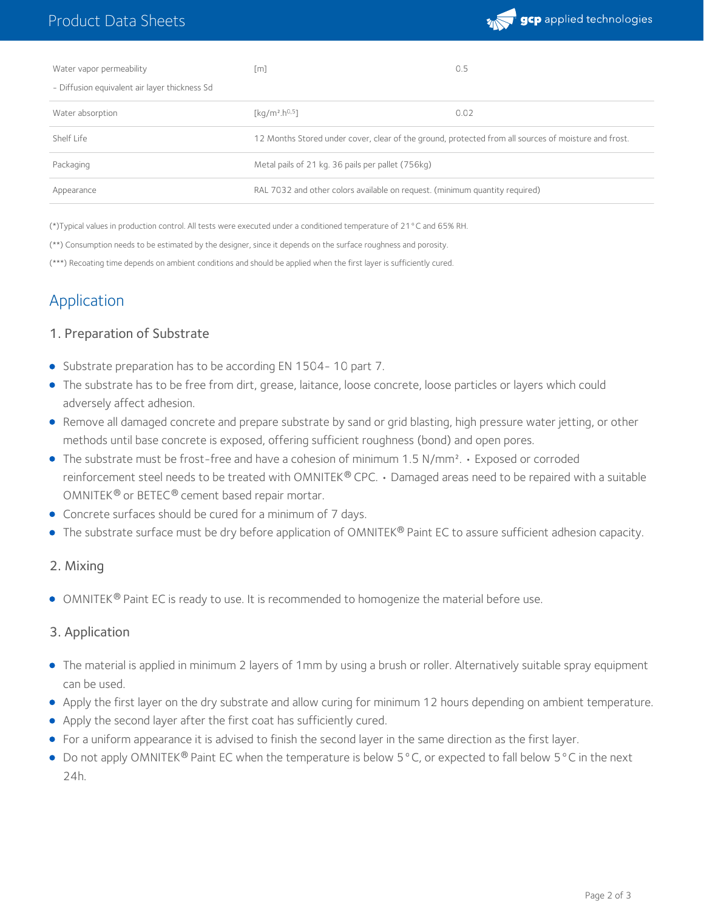| Water vapor permeability<br>- Diffusion equivalent air layer thickness Sd | [m] | 0.5 |
| --- | --- | --- |
| Water absorption | $[kg/m^2.h^{0,5}]$ | 0.02 |
| Shelf Life | 12 Months Stored under cover, clear of the ground, protected from all sources of moisture and frost. | |
| Packaging | Metal pails of 21 kg. 36 pails per pallet (756kg) | |
| Appearance | RAL 7032 and other colors available on request. (minimum quantity required) | |

(*)Typical values in production control. All tests were executed under a conditioned temperature of 21°C and 65% RH.

(**) Consumption needs to be estimated by the designer, since it depends on the surface roughness and porosity.

(***) Recoating time depends on ambient conditions and should be applied when the first layer is sufficiently cured.

## Application

### 1. Preparation of Substrate

- Substrate preparation has to be according EN 1504- 10 part 7.
- The substrate has to be free from dirt, grease, laitance, loose concrete, loose particles or layers which could adversely affect adhesion.
- Remove all damaged concrete and prepare substrate by sand or grid blasting, high pressure water jetting, or other methods until base concrete is exposed, offering sufficient roughness (bond) and open pores.
- The substrate must be frost-free and have a cohesion of minimum 1.5 N/mm². • Exposed or corroded reinforcement steel needs to be treated with OMNITEK® CPC. • Damaged areas need to be repaired with a suitable OMNITEK® or BETEC® cement based repair mortar.
- Concrete surfaces should be cured for a minimum of 7 days.
- The substrate surface must be dry before application of OMNITEK® Paint EC to assure sufficient adhesion capacity.

### 2. Mixing

- OMNITEK® Paint EC is ready to use. It is recommended to homogenize the material before use.

### 3. Application

- The material is applied in minimum 2 layers of 1mm by using a brush or roller. Alternatively suitable spray equipment can be used.
- Apply the first layer on the dry substrate and allow curing for minimum 12 hours depending on ambient temperature.
- Apply the second layer after the first coat has sufficiently cured.
- For a uniform appearance it is advised to finish the second layer in the same direction as the first layer.
- Do not apply OMNITEK® Paint EC when the temperature is below 5°C, or expected to fall below 5°C in the next 24h.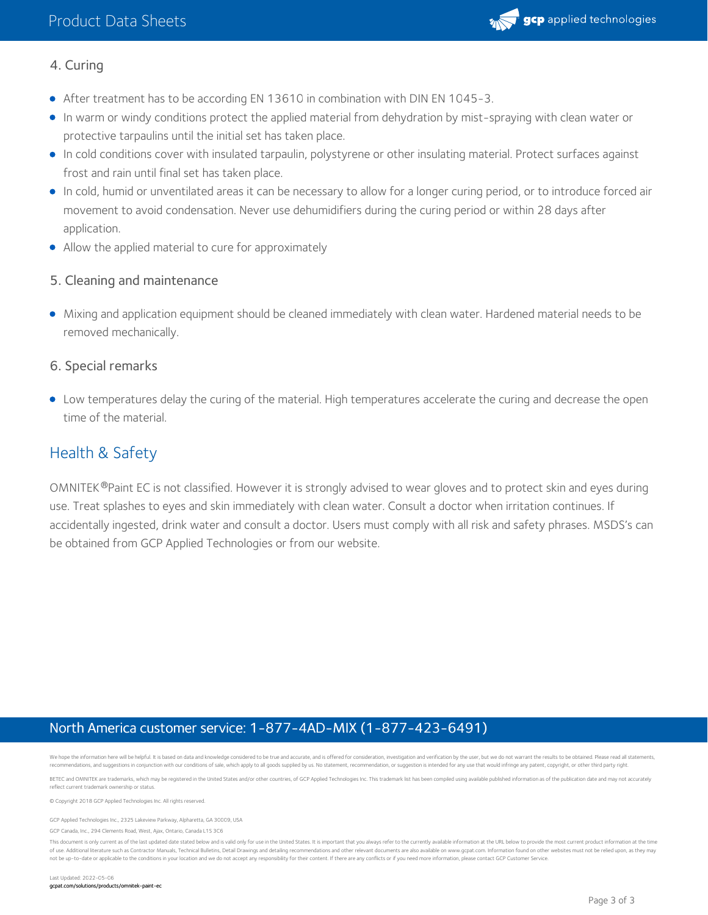### 4. Curing

- After treatment has to be according EN 13610 in combination with DIN EN 1045-3.
- In warm or windy conditions protect the applied material from dehydration by mist-spraying with clean water or protective tarpaulins until the initial set has taken place.
- In cold conditions cover with insulated tarpaulin, polystyrene or other insulating material. Protect surfaces against frost and rain until final set has taken place.
- In cold, humid or unventilated areas it can be necessary to allow for a longer curing period, or to introduce forced air movement to avoid condensation. Never use dehumidifiers during the curing period or within 28 days after application.
- Allow the applied material to cure for approximately

### 5. Cleaning and maintenance

- Mixing and application equipment should be cleaned immediately with clean water. Hardened material needs to be removed mechanically.

### 6. Special remarks

- Low temperatures delay the curing of the material. High temperatures accelerate the curing and decrease the open time of the material.

## Health & Safety

OMNITEK®Paint EC is not classified. However it is strongly advised to wear gloves and to protect skin and eyes during use. Treat splashes to eyes and skin immediately with clean water. Consult a doctor when irritation continues. If accidentally ingested, drink water and consult a doctor. Users must comply with all risk and safety phrases. MSDS's can be obtained from GCP Applied Technologies or from our website.

## North America customer service: 1-877-4AD-MIX (1-877-423-6491)

We hope the information here will be helpful. It is based on data and knowledge considered to be true and accurate, and is offered for consideration, investigation and verification by the user, but we do not warrant the results to be obtained. Please read all statements, recommendations, and suggestions in conjunction with our conditions of sale, which apply to all goods supplied by us. No statement, recommendation, or suggestion is intended for any use that would infringe any patent, copyright, or other third party right.

BETEC and OMNITEK are trademarks, which may be registered in the United States and/or other countries, of GCP Applied Technologies Inc. This trademark list has been compiled using available published information as of the publication date and may not accurately reflect current trademark ownership or status.

© Copyright 2018 GCP Applied Technologies Inc. All rights reserved.

GCP Applied Technologies Inc., 2325 Lakeview Parkway, Alpharetta, GA 30009, USA

GCP Canada, Inc., 294 Clements Road, West, Ajax, Ontario, Canada L1S 3C6

This document is only current as of the last updated date stated below and is valid only for use in the United States. It is important that you always refer to the currently available information at the URL below to provide the most current product information at the time of use. Additional literature such as Contractor Manuals, Technical Bulletins, Detail Drawings and detailing recommendations and other relevant documents are also available on www.gcpat.com. Information found on other websites must not be relied upon, as they may not be up-to-date or applicable to the conditions in your location and we do not accept any responsibility for their content. If there are any conflicts or if you need more information, please contact GCP Customer Service.

Last Updated: 2022-05-06

gcpat.com/solutions/products/omnitek-paint-ec